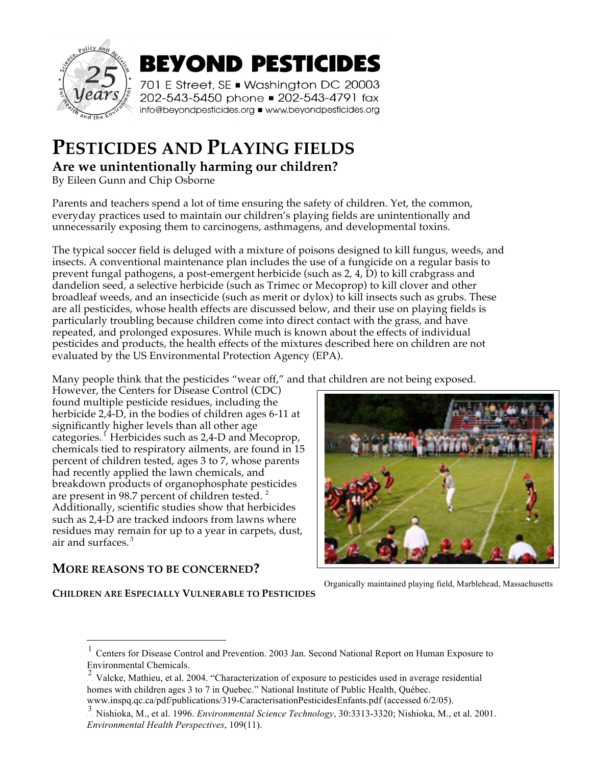# BEYOND PESTICIDES

701 E Street, SE ▪ Washington DC 20003
202-543-5450 phone ▪ 202-543-4791 fax
info@beyondpesticides.org ▪ www.beyondpesticides.org

# PESTICIDES AND PLAYING FIELDS

## Are we unintentionally harming our children?

By Eileen Gunn and Chip Osborne

Parents and teachers spend a lot of time ensuring the safety of children. Yet, the common, everyday practices used to maintain our children's playing fields are unintentionally and unnecessarily exposing them to carcinogens, asthmagens, and developmental toxins.

The typical soccer field is deluged with a mixture of poisons designed to kill fungus, weeds, and insects. A conventional maintenance plan includes the use of a fungicide on a regular basis to prevent fungal pathogens, a post-emergent herbicide (such as 2, 4, D) to kill crabgrass and dandelion seed, a selective herbicide (such as Trimec or Mecoprop) to kill clover and other broadleaf weeds, and an insecticide (such as merit or dylox) to kill insects such as grubs. These are all pesticides, whose health effects are discussed below, and their use on playing fields is particularly troubling because children come into direct contact with the grass, and have repeated, and prolonged exposures. While much is known about the effects of individual pesticides and products, the health effects of the mixtures described here on children are not evaluated by the US Environmental Protection Agency (EPA).

Many people think that the pesticides "wear off," and that children are not being exposed. However, the Centers for Disease Control (CDC) found multiple pesticide residues, including the herbicide 2,4-D, in the bodies of children ages 6-11 at significantly higher levels than all other age categories.[1] Herbicides such as 2,4-D and Mecoprop, chemicals tied to respiratory ailments, are found in 15 percent of children tested, ages 3 to 7, whose parents had recently applied the lawn chemicals, and breakdown products of organophosphate pesticides are present in 98.7 percent of children tested.[2] Additionally, scientific studies show that herbicides such as 2,4-D are tracked indoors from lawns where residues may remain for up to a year in carpets, dust, air and surfaces.[3]

Organically maintained playing field, Marblehead, Massachusetts

## MORE REASONS TO BE CONCERNED?

### CHILDREN ARE ESPECIALLY VULNERABLE TO PESTICIDES

---

[1] Centers for Disease Control and Prevention. 2003 Jan. Second National Report on Human Exposure to Environmental Chemicals.

[2] Valcke, Mathieu, et al. 2004. "Characterization of exposure to pesticides used in average residential homes with children ages 3 to 7 in Quebec." National Institute of Public Health, Québec. www.inspq.qc.ca/pdf/publications/319-CaracterisationPesticidesEnfants.pdf (accessed 6/2/05).

[3] Nishioka, M., et al. 1996. *Environmental Science Technology*, 30:3313-3320; Nishioka, M., et al. 2001. *Environmental Health Perspectives*, 109(11).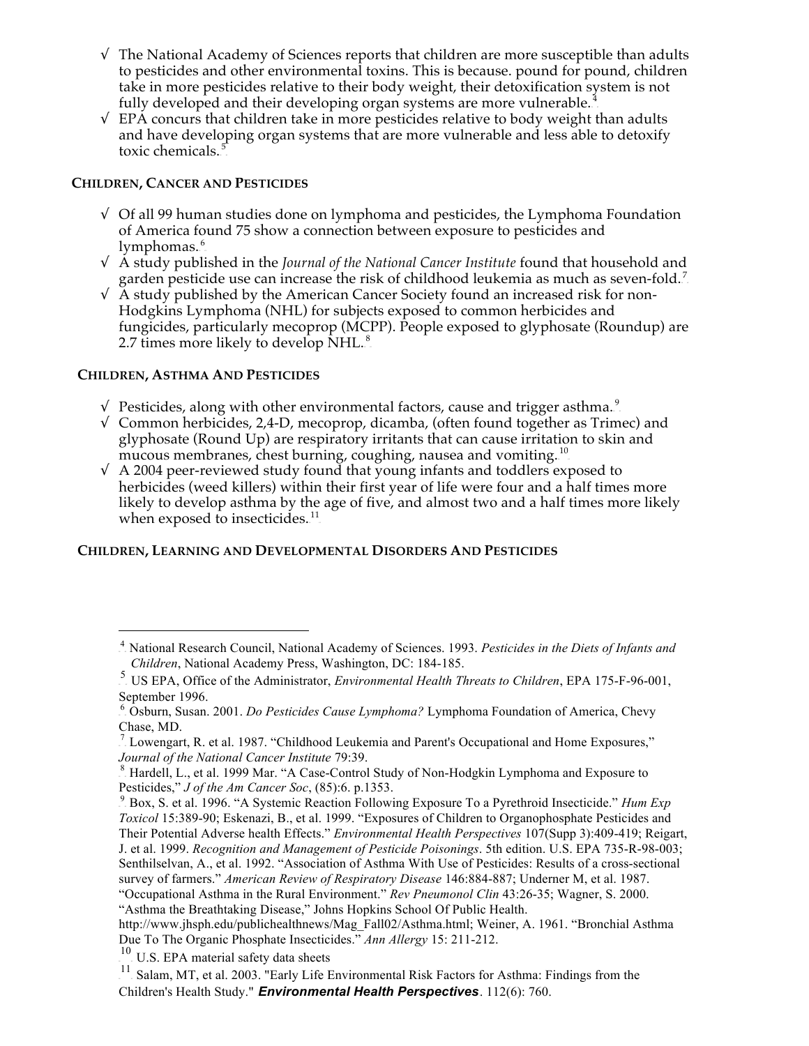- √ The National Academy of Sciences reports that children are more susceptible than adults to pesticides and other environmental toxins. This is because. pound for pound, children take in more pesticides relative to their body weight, their detoxification system is not fully developed and their developing organ systems are more vulnerable.[4]
- √ EPA concurs that children take in more pesticides relative to body weight than adults and have developing organ systems that are more vulnerable and less able to detoxify toxic chemicals.[5]

## CHILDREN, CANCER AND PESTICIDES

- √ Of all 99 human studies done on lymphoma and pesticides, the Lymphoma Foundation of America found 75 show a connection between exposure to pesticides and lymphomas.[6]
- √ A study published in the *Journal of the National Cancer Institute* found that household and garden pesticide use can increase the risk of childhood leukemia as much as seven-fold.[7]
- √ A study published by the American Cancer Society found an increased risk for non-Hodgkins Lymphoma (NHL) for subjects exposed to common herbicides and fungicides, particularly mecoprop (MCPP). People exposed to glyphosate (Roundup) are 2.7 times more likely to develop NHL.[8]

## CHILDREN, ASTHMA AND PESTICIDES

- √ Pesticides, along with other environmental factors, cause and trigger asthma.[9]
- √ Common herbicides, 2,4-D, mecoprop, dicamba, (often found together as Trimec) and glyphosate (Round Up) are respiratory irritants that can cause irritation to skin and mucous membranes, chest burning, coughing, nausea and vomiting.[10]
- √ A 2004 peer-reviewed study found that young infants and toddlers exposed to herbicides (weed killers) within their first year of life were four and a half times more likely to develop asthma by the age of five, and almost two and a half times more likely when exposed to insecticides.[11]

## CHILDREN, LEARNING AND DEVELOPMENTAL DISORDERS AND PESTICIDES

---

[4] National Research Council, National Academy of Sciences. 1993. *Pesticides in the Diets of Infants and Children*, National Academy Press, Washington, DC: 184-185.

[5] US EPA, Office of the Administrator, *Environmental Health Threats to Children*, EPA 175-F-96-001, September 1996.

[6] Osburn, Susan. 2001. *Do Pesticides Cause Lymphoma?* Lymphoma Foundation of America, Chevy Chase, MD.

[7] Lowengart, R. et al. 1987. "Childhood Leukemia and Parent's Occupational and Home Exposures," *Journal of the National Cancer Institute* 79:39.

[8] Hardell, L., et al. 1999 Mar. "A Case-Control Study of Non-Hodgkin Lymphoma and Exposure to Pesticides," *J of the Am Cancer Soc*, (85):6. p.1353.

[9] Box, S. et al. 1996. "A Systemic Reaction Following Exposure To a Pyrethroid Insecticide." *Hum Exp Toxicol* 15:389-90; Eskenazi, B., et al. 1999. "Exposures of Children to Organophosphate Pesticides and Their Potential Adverse health Effects." *Environmental Health Perspectives* 107(Supp 3):409-419; Reigart, J. et al. 1999. *Recognition and Management of Pesticide Poisonings*. 5th edition. U.S. EPA 735-R-98-003; Senthilselvan, A., et al. 1992. "Association of Asthma With Use of Pesticides: Results of a cross-sectional survey of farmers." *American Review of Respiratory Disease* 146:884-887; Underner M, et al. 1987. "Occupational Asthma in the Rural Environment." *Rev Pneumonol Clin* 43:26-35; Wagner, S. 2000. "Asthma the Breathtaking Disease," Johns Hopkins School Of Public Health. http://www.jhsph.edu/publichealthnews/Mag_Fall02/Asthma.html; Weiner, A. 1961. "Bronchial Asthma Due To The Organic Phosphate Insecticides." *Ann Allergy* 15: 211-212.

[10] U.S. EPA material safety data sheets

[11] Salam, MT, et al. 2003. "Early Life Environmental Risk Factors for Asthma: Findings from the Children's Health Study." ***Environmental Health Perspectives***. 112(6): 760.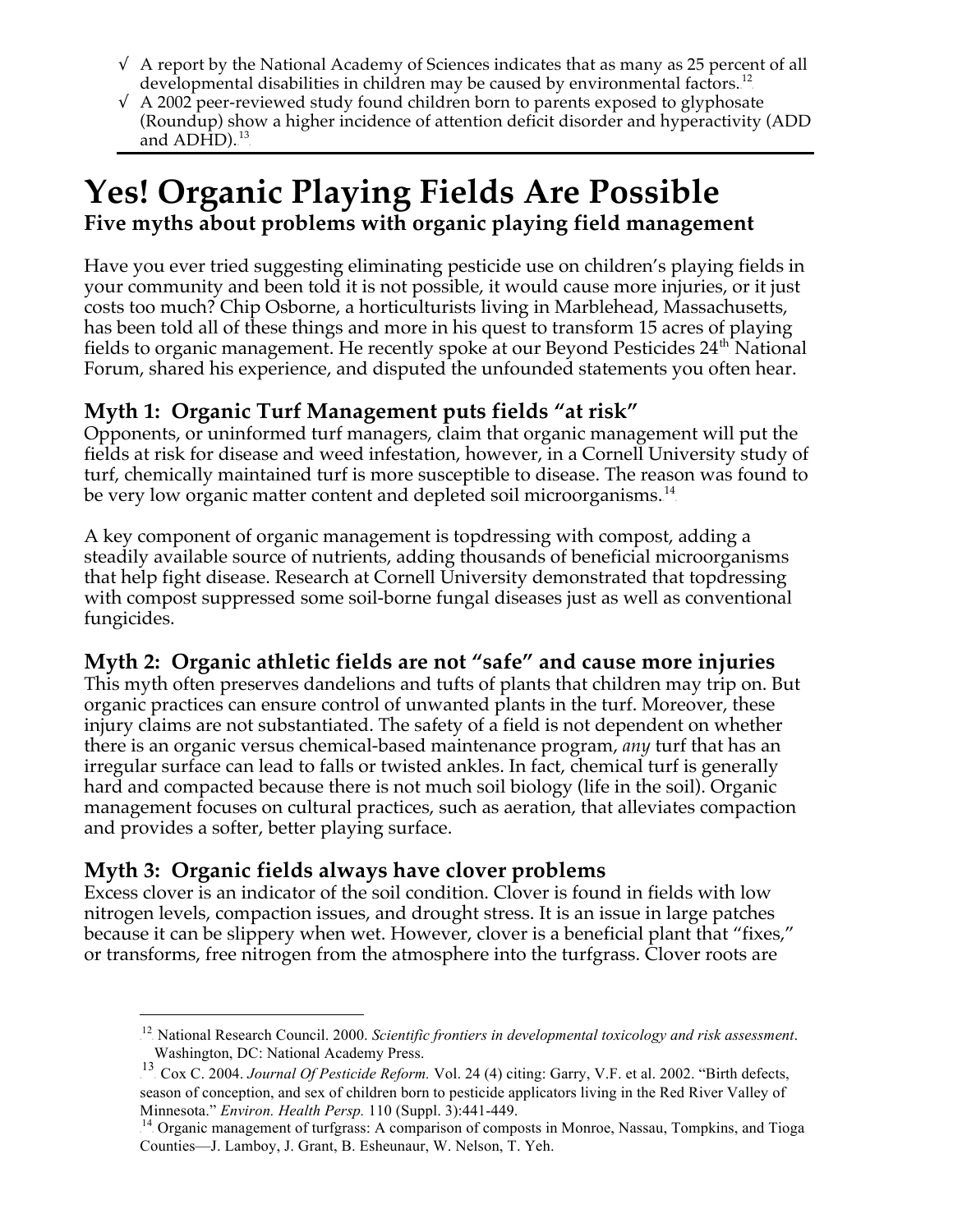- √ A report by the National Academy of Sciences indicates that as many as 25 percent of all developmental disabilities in children may be caused by environmental factors.[12]
- √ A 2002 peer-reviewed study found children born to parents exposed to glyphosate (Roundup) show a higher incidence of attention deficit disorder and hyperactivity (ADD and ADHD).[13]

---

# Yes! Organic Playing Fields Are Possible

**Five myths about problems with organic playing field management**

Have you ever tried suggesting eliminating pesticide use on children's playing fields in your community and been told it is not possible, it would cause more injuries, or it just costs too much? Chip Osborne, a horticulturists living in Marblehead, Massachusetts, has been told all of these things and more in his quest to transform 15 acres of playing fields to organic management. He recently spoke at our Beyond Pesticides 24th National Forum, shared his experience, and disputed the unfounded statements you often hear.

## Myth 1: Organic Turf Management puts fields "at risk"

Opponents, or uninformed turf managers, claim that organic management will put the fields at risk for disease and weed infestation, however, in a Cornell University study of turf, chemically maintained turf is more susceptible to disease. The reason was found to be very low organic matter content and depleted soil microorganisms.[14]

A key component of organic management is topdressing with compost, adding a steadily available source of nutrients, adding thousands of beneficial microorganisms that help fight disease. Research at Cornell University demonstrated that topdressing with compost suppressed some soil-borne fungal diseases just as well as conventional fungicides.

## Myth 2: Organic athletic fields are not "safe" and cause more injuries

This myth often preserves dandelions and tufts of plants that children may trip on. But organic practices can ensure control of unwanted plants in the turf. Moreover, these injury claims are not substantiated. The safety of a field is not dependent on whether there is an organic versus chemical-based maintenance program, *any* turf that has an irregular surface can lead to falls or twisted ankles. In fact, chemical turf is generally hard and compacted because there is not much soil biology (life in the soil). Organic management focuses on cultural practices, such as aeration, that alleviates compaction and provides a softer, better playing surface.

## Myth 3: Organic fields always have clover problems

Excess clover is an indicator of the soil condition. Clover is found in fields with low nitrogen levels, compaction issues, and drought stress. It is an issue in large patches because it can be slippery when wet. However, clover is a beneficial plant that "fixes," or transforms, free nitrogen from the atmosphere into the turfgrass. Clover roots are

---

[12] National Research Council. 2000. *Scientific frontiers in developmental toxicology and risk assessment*. Washington, DC: National Academy Press.

[13] Cox C. 2004. *Journal Of Pesticide Reform.* Vol. 24 (4) citing: Garry, V.F. et al. 2002. "Birth defects, season of conception, and sex of children born to pesticide applicators living in the Red River Valley of Minnesota." *Environ. Health Persp.* 110 (Suppl. 3):441-449.

[14] Organic management of turfgrass: A comparison of composts in Monroe, Nassau, Tompkins, and Tioga Counties—J. Lamboy, J. Grant, B. Esheunaur, W. Nelson, T. Yeh.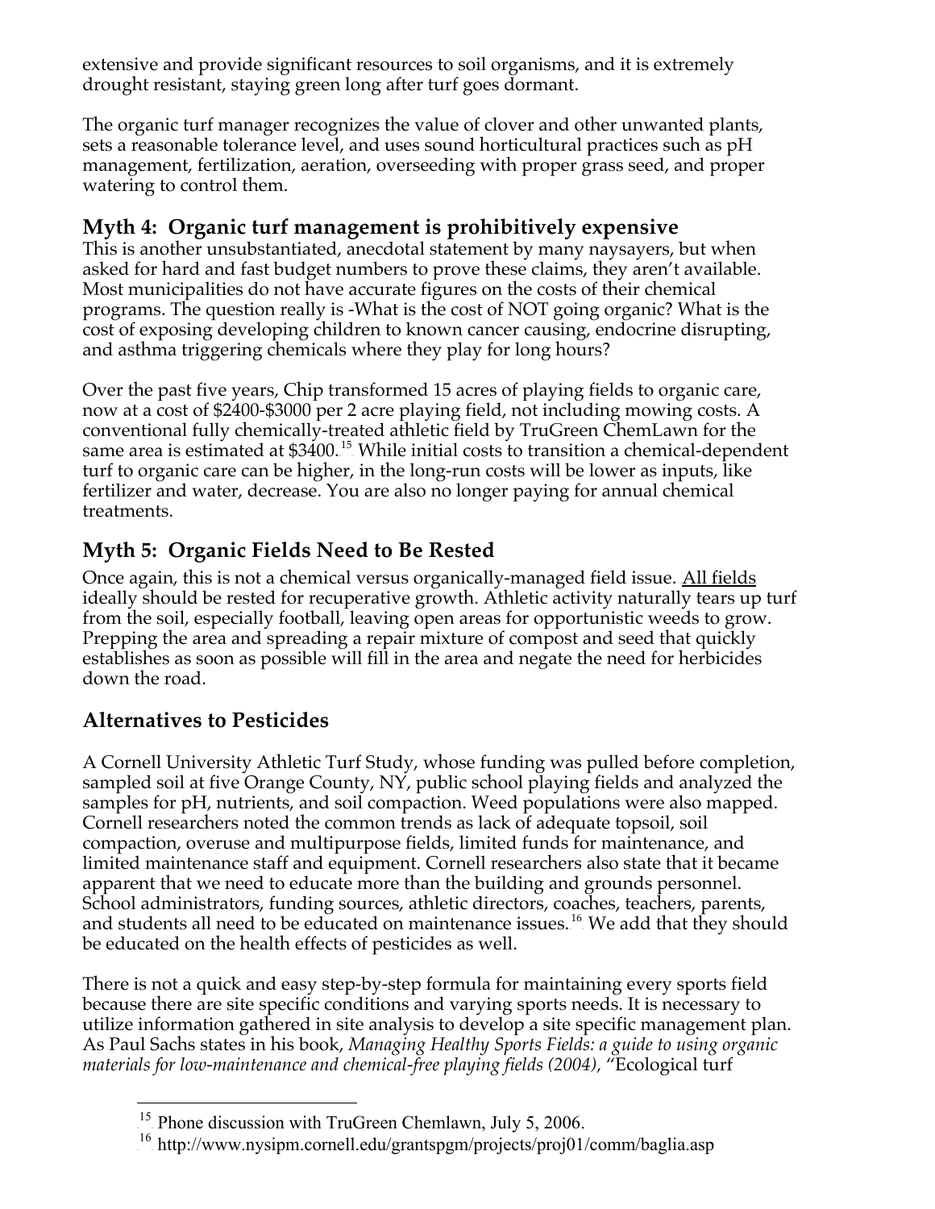extensive and provide significant resources to soil organisms, and it is extremely drought resistant, staying green long after turf goes dormant.

The organic turf manager recognizes the value of clover and other unwanted plants, sets a reasonable tolerance level, and uses sound horticultural practices such as pH management, fertilization, aeration, overseeding with proper grass seed, and proper watering to control them.

## Myth 4: Organic turf management is prohibitively expensive

This is another unsubstantiated, anecdotal statement by many naysayers, but when asked for hard and fast budget numbers to prove these claims, they aren't available. Most municipalities do not have accurate figures on the costs of their chemical programs. The question really is -What is the cost of NOT going organic? What is the cost of exposing developing children to known cancer causing, endocrine disrupting, and asthma triggering chemicals where they play for long hours?

Over the past five years, Chip transformed 15 acres of playing fields to organic care, now at a cost of $2400-$3000 per 2 acre playing field, not including mowing costs. A conventional fully chemically-treated athletic field by TruGreen ChemLawn for the same area is estimated at $3400.[15] While initial costs to transition a chemical-dependent turf to organic care can be higher, in the long-run costs will be lower as inputs, like fertilizer and water, decrease. You are also no longer paying for annual chemical treatments.

## Myth 5: Organic Fields Need to Be Rested

Once again, this is not a chemical versus organically-managed field issue. All fields ideally should be rested for recuperative growth. Athletic activity naturally tears up turf from the soil, especially football, leaving open areas for opportunistic weeds to grow. Prepping the area and spreading a repair mixture of compost and seed that quickly establishes as soon as possible will fill in the area and negate the need for herbicides down the road.

## Alternatives to Pesticides

A Cornell University Athletic Turf Study, whose funding was pulled before completion, sampled soil at five Orange County, NY, public school playing fields and analyzed the samples for pH, nutrients, and soil compaction. Weed populations were also mapped. Cornell researchers noted the common trends as lack of adequate topsoil, soil compaction, overuse and multipurpose fields, limited funds for maintenance, and limited maintenance staff and equipment. Cornell researchers also state that it became apparent that we need to educate more than the building and grounds personnel. School administrators, funding sources, athletic directors, coaches, teachers, parents, and students all need to be educated on maintenance issues.[16] We add that they should be educated on the health effects of pesticides as well.

There is not a quick and easy step-by-step formula for maintaining every sports field because there are site specific conditions and varying sports needs. It is necessary to utilize information gathered in site analysis to develop a site specific management plan. As Paul Sachs states in his book, *Managing Healthy Sports Fields: a guide to using organic materials for low-maintenance and chemical-free playing fields (2004)*, "Ecological turf

---

[15] Phone discussion with TruGreen Chemlawn, July 5, 2006.

[16] http://www.nysipm.cornell.edu/grantspgm/projects/proj01/comm/baglia.asp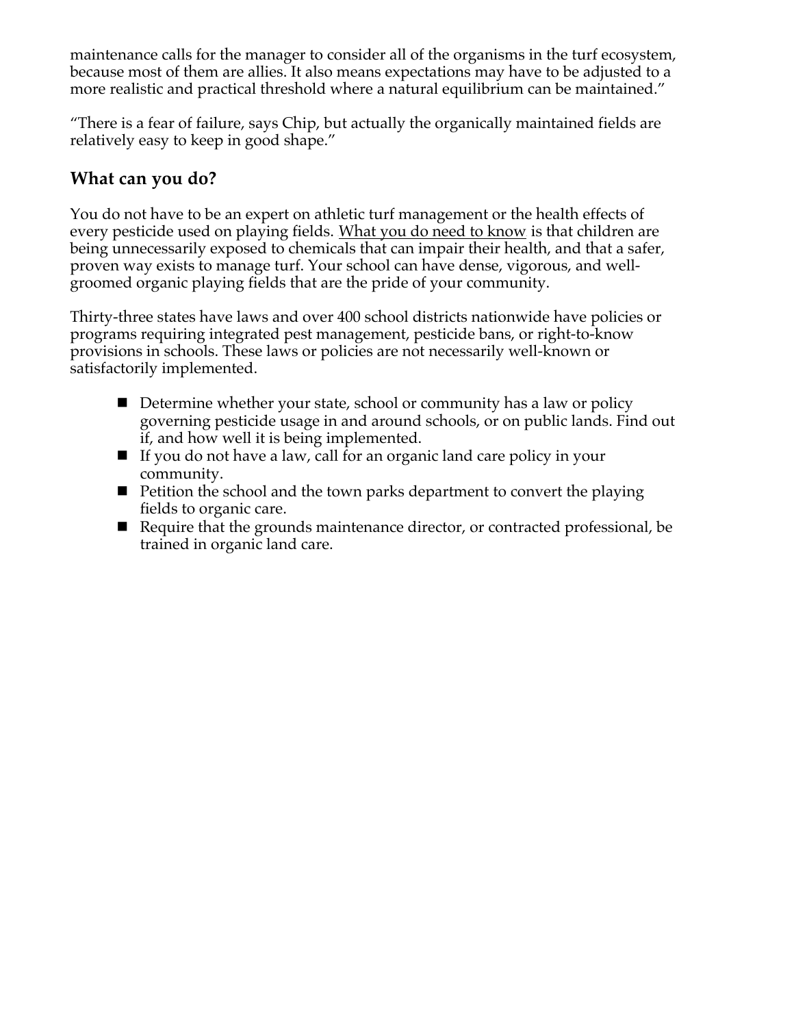maintenance calls for the manager to consider all of the organisms in the turf ecosystem, because most of them are allies. It also means expectations may have to be adjusted to a more realistic and practical threshold where a natural equilibrium can be maintained."

"There is a fear of failure, says Chip, but actually the organically maintained fields are relatively easy to keep in good shape."

## What can you do?

You do not have to be an expert on athletic turf management or the health effects of every pesticide used on playing fields. <u>What you do need to know</u> is that children are being unnecessarily exposed to chemicals that can impair their health, and that a safer, proven way exists to manage turf. Your school can have dense, vigorous, and well-groomed organic playing fields that are the pride of your community.

Thirty-three states have laws and over 400 school districts nationwide have policies or programs requiring integrated pest management, pesticide bans, or right-to-know provisions in schools. These laws or policies are not necessarily well-known or satisfactorily implemented.

- Determine whether your state, school or community has a law or policy governing pesticide usage in and around schools, or on public lands. Find out if, and how well it is being implemented.
- If you do not have a law, call for an organic land care policy in your community.
- Petition the school and the town parks department to convert the playing fields to organic care.
- Require that the grounds maintenance director, or contracted professional, be trained in organic land care.